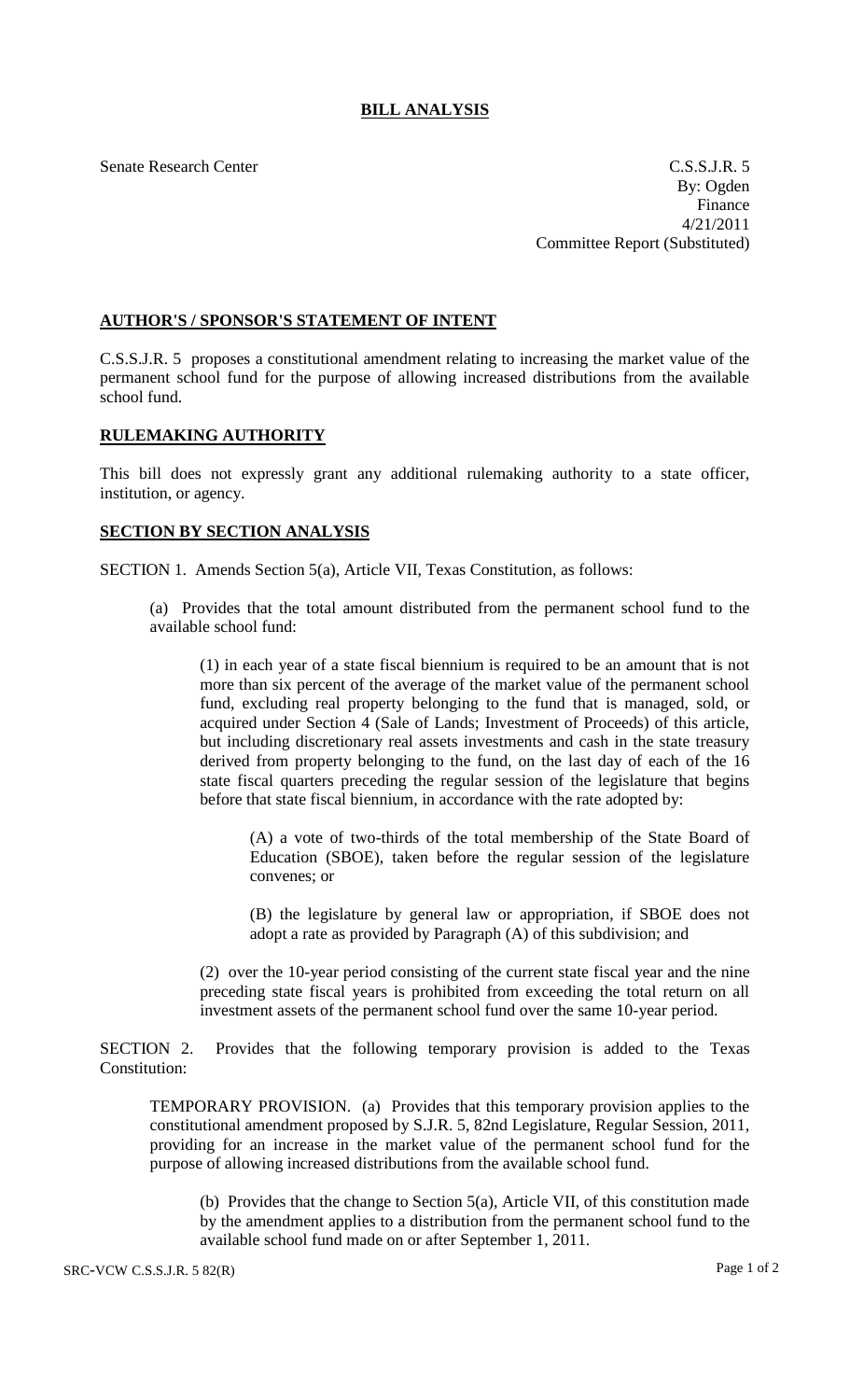# BILL ANALYSIS

Senate Research Center

C.S.S.J.R. 5
By: Ogden
Finance
4/21/2011
Committee Report (Substituted)

## AUTHOR'S / SPONSOR'S STATEMENT OF INTENT

C.S.S.J.R. 5 proposes a constitutional amendment relating to increasing the market value of the permanent school fund for the purpose of allowing increased distributions from the available school fund.

## RULEMAKING AUTHORITY

This bill does not expressly grant any additional rulemaking authority to a state officer, institution, or agency.

## SECTION BY SECTION ANALYSIS

SECTION 1. Amends Section 5(a), Article VII, Texas Constitution, as follows:

(a) Provides that the total amount distributed from the permanent school fund to the available school fund:

(1) in each year of a state fiscal biennium is required to be an amount that is not more than six percent of the average of the market value of the permanent school fund, excluding real property belonging to the fund that is managed, sold, or acquired under Section 4 (Sale of Lands; Investment of Proceeds) of this article, but including discretionary real assets investments and cash in the state treasury derived from property belonging to the fund, on the last day of each of the 16 state fiscal quarters preceding the regular session of the legislature that begins before that state fiscal biennium, in accordance with the rate adopted by:

(A) a vote of two-thirds of the total membership of the State Board of Education (SBOE), taken before the regular session of the legislature convenes; or

(B) the legislature by general law or appropriation, if SBOE does not adopt a rate as provided by Paragraph (A) of this subdivision; and

(2) over the 10-year period consisting of the current state fiscal year and the nine preceding state fiscal years is prohibited from exceeding the total return on all investment assets of the permanent school fund over the same 10-year period.

SECTION 2. Provides that the following temporary provision is added to the Texas Constitution:

TEMPORARY PROVISION. (a) Provides that this temporary provision applies to the constitutional amendment proposed by S.J.R. 5, 82nd Legislature, Regular Session, 2011, providing for an increase in the market value of the permanent school fund for the purpose of allowing increased distributions from the available school fund.

(b) Provides that the change to Section 5(a), Article VII, of this constitution made by the amendment applies to a distribution from the permanent school fund to the available school fund made on or after September 1, 2011.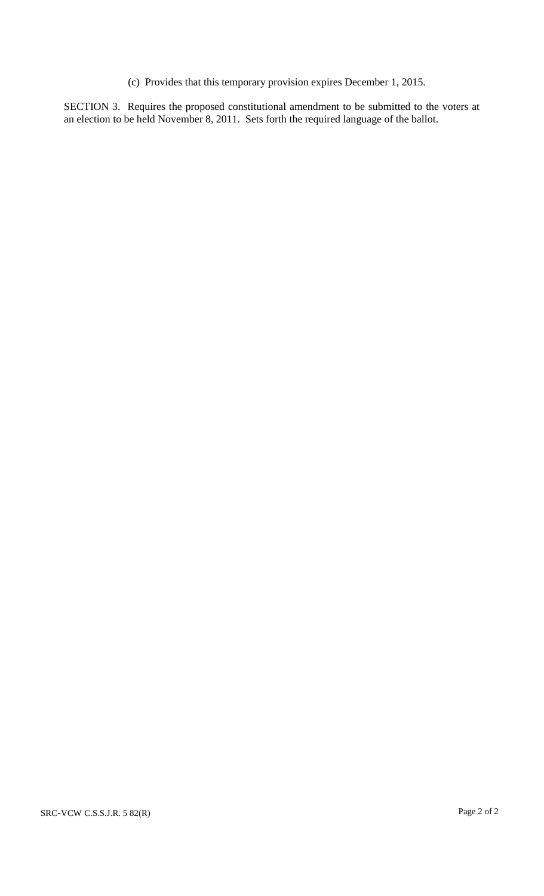(c) Provides that this temporary provision expires December 1, 2015.

SECTION 3. Requires the proposed constitutional amendment to be submitted to the voters at an election to be held November 8, 2011. Sets forth the required language of the ballot.